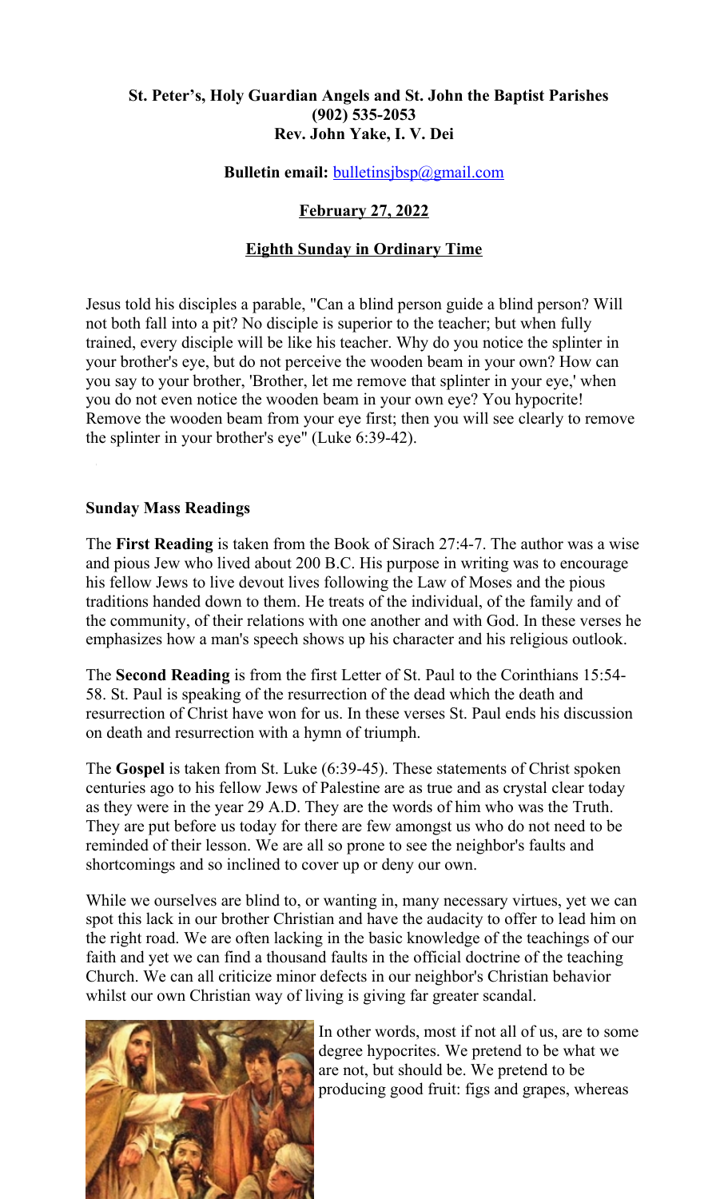**St. Peter's, Holy Guardian Angels and St. John the Baptist Parishes**
**(902) 535-2053**
**Rev. John Yake, I. V. Dei**

**Bulletin email:** bulletinsjbsp@gmail.com

**February 27, 2022**

**Eighth Sunday in Ordinary Time**

Jesus told his disciples a parable, "Can a blind person guide a blind person? Will not both fall into a pit? No disciple is superior to the teacher; but when fully trained, every disciple will be like his teacher. Why do you notice the splinter in your brother's eye, but do not perceive the wooden beam in your own? How can you say to your brother, 'Brother, let me remove that splinter in your eye,' when you do not even notice the wooden beam in your own eye? You hypocrite! Remove the wooden beam from your eye first; then you will see clearly to remove the splinter in your brother's eye" (Luke 6:39-42).

**Sunday Mass Readings**

The **First Reading** is taken from the Book of Sirach 27:4-7. The author was a wise and pious Jew who lived about 200 B.C. His purpose in writing was to encourage his fellow Jews to live devout lives following the Law of Moses and the pious traditions handed down to them. He treats of the individual, of the family and of the community, of their relations with one another and with God. In these verses he emphasizes how a man's speech shows up his character and his religious outlook.

The **Second Reading** is from the first Letter of St. Paul to the Corinthians 15:54-58. St. Paul is speaking of the resurrection of the dead which the death and resurrection of Christ have won for us. In these verses St. Paul ends his discussion on death and resurrection with a hymn of triumph.

The **Gospel** is taken from St. Luke (6:39-45). These statements of Christ spoken centuries ago to his fellow Jews of Palestine are as true and as crystal clear today as they were in the year 29 A.D. They are the words of him who was the Truth. They are put before us today for there are few amongst us who do not need to be reminded of their lesson. We are all so prone to see the neighbor's faults and shortcomings and so inclined to cover up or deny our own.

While we ourselves are blind to, or wanting in, many necessary virtues, yet we can spot this lack in our brother Christian and have the audacity to offer to lead him on the right road. We are often lacking in the basic knowledge of the teachings of our faith and yet we can find a thousand faults in the official doctrine of the teaching Church. We can all criticize minor defects in our neighbor's Christian behavior whilst our own Christian way of living is giving far greater scandal.

In other words, most if not all of us, are to some degree hypocrites. We pretend to be what we are not, but should be. We pretend to be producing good fruit: figs and grapes, whereas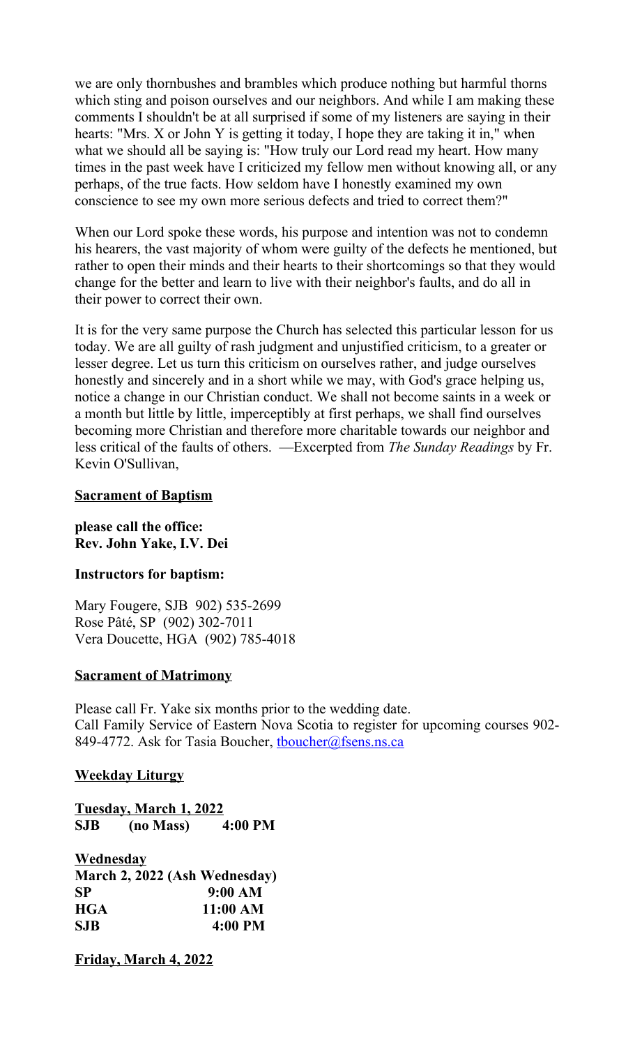we are only thornbushes and brambles which produce nothing but harmful thorns which sting and poison ourselves and our neighbors. And while I am making these comments I shouldn't be at all surprised if some of my listeners are saying in their hearts: "Mrs. X or John Y is getting it today, I hope they are taking it in," when what we should all be saying is: "How truly our Lord read my heart. How many times in the past week have I criticized my fellow men without knowing all, or any perhaps, of the true facts. How seldom have I honestly examined my own conscience to see my own more serious defects and tried to correct them?"

When our Lord spoke these words, his purpose and intention was not to condemn his hearers, the vast majority of whom were guilty of the defects he mentioned, but rather to open their minds and their hearts to their shortcomings so that they would change for the better and learn to live with their neighbor's faults, and do all in their power to correct their own.

It is for the very same purpose the Church has selected this particular lesson for us today. We are all guilty of rash judgment and unjustified criticism, to a greater or lesser degree. Let us turn this criticism on ourselves rather, and judge ourselves honestly and sincerely and in a short while we may, with God's grace helping us, notice a change in our Christian conduct. We shall not become saints in a week or a month but little by little, imperceptibly at first perhaps, we shall find ourselves becoming more Christian and therefore more charitable towards our neighbor and less critical of the faults of others. —Excerpted from *The Sunday Readings* by Fr. Kevin O'Sullivan,

**Sacrament of Baptism**

**please call the office:**
**Rev. John Yake, I.V. Dei**

**Instructors for baptism:**

Mary Fougere, SJB 902) 535-2699
Rose Pâté, SP (902) 302-7011
Vera Doucette, HGA (902) 785-4018

**Sacrament of Matrimony**

Please call Fr. Yake six months prior to the wedding date.
Call Family Service of Eastern Nova Scotia to register for upcoming courses 902-849-4772. Ask for Tasia Boucher, tboucher@fsens.ns.ca

**Weekday Liturgy**

**Tuesday, March 1, 2022**
**SJB (no Mass) 4:00 PM**

**Wednesday**
**March 2, 2022 (Ash Wednesday)**
**SP 9:00 AM**
**HGA 11:00 AM**
**SJB 4:00 PM**

**Friday, March 4, 2022**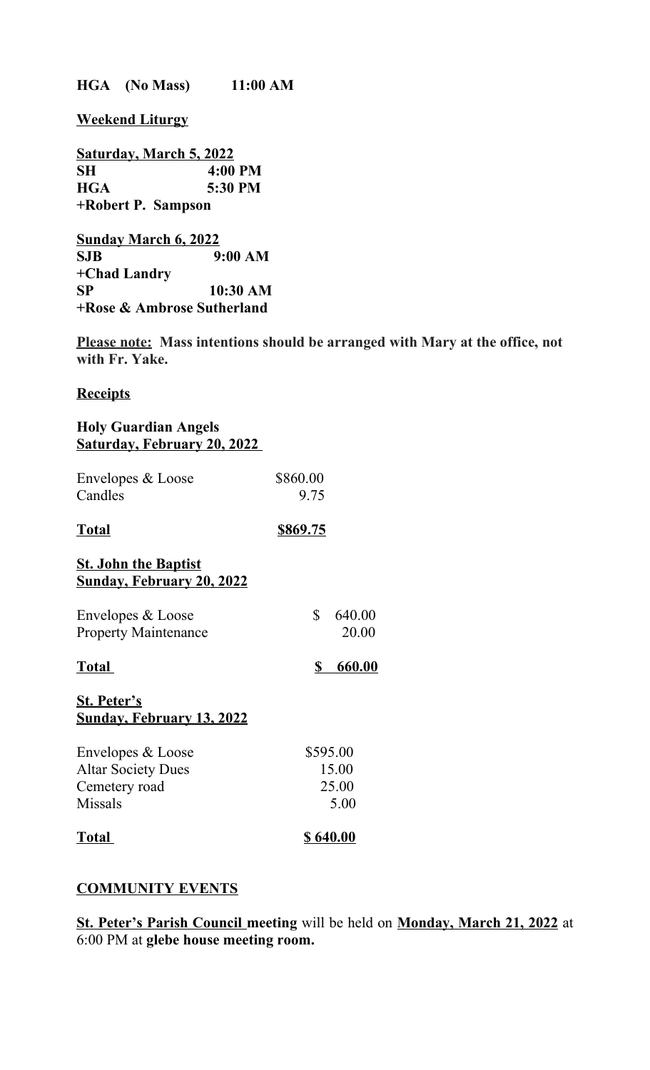**HGA (No Mass) 11:00 AM**

**Weekend Liturgy**

**Saturday, March 5, 2022**
**SH 4:00 PM**
**HGA 5:30 PM**
**+Robert P. Sampson**

**Sunday March 6, 2022**
**SJB 9:00 AM**
**+Chad Landry**
**SP 10:30 AM**
**+Rose & Ambrose Sutherland**

**Please note: Mass intentions should be arranged with Mary at the office, not with Fr. Yake.**

**Receipts**

**Holy Guardian Angels**
**Saturday, February 20, 2022**

| | |
|---|---|
| Envelopes & Loose | $860.00 |
| Candles | 9.75 |
| **Total** | **$869.75** |

**St. John the Baptist**
**Sunday, February 20, 2022**

| | |
|---|---|
| Envelopes & Loose | $ 640.00 |
| Property Maintenance | 20.00 |
| **Total** | **$ 660.00** |

**St. Peter's**
**Sunday, February 13, 2022**

| | |
|---|---|
| Envelopes & Loose | $595.00 |
| Altar Society Dues | 15.00 |
| Cemetery road | 25.00 |
| Missals | 5.00 |
| **Total** | **$ 640.00** |

**COMMUNITY EVENTS**

**St. Peter's Parish Council meeting** will be held on **Monday, March 21, 2022** at 6:00 PM at **glebe house meeting room.**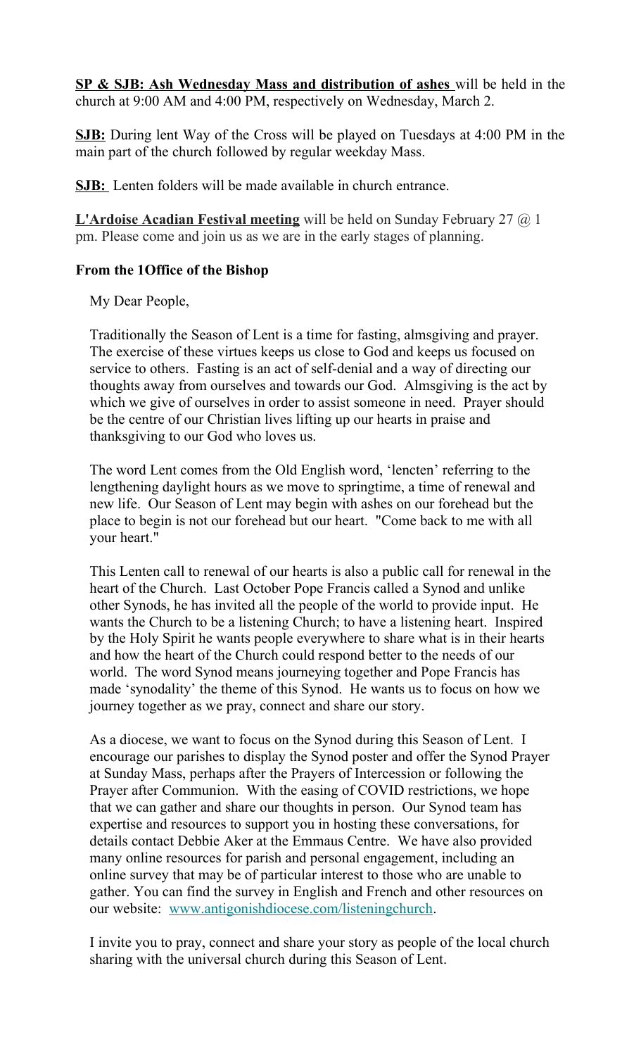**SP & SJB: Ash Wednesday Mass and distribution of ashes** will be held in the church at 9:00 AM and 4:00 PM, respectively on Wednesday, March 2.

**SJB:** During lent Way of the Cross will be played on Tuesdays at 4:00 PM in the main part of the church followed by regular weekday Mass.

**SJB:** Lenten folders will be made available in church entrance.

**L'Ardoise Acadian Festival meeting** will be held on Sunday February 27 @ 1 pm. Please come and join us as we are in the early stages of planning.

**From the 1Office of the Bishop**

My Dear People,

Traditionally the Season of Lent is a time for fasting, almsgiving and prayer. The exercise of these virtues keeps us close to God and keeps us focused on service to others. Fasting is an act of self-denial and a way of directing our thoughts away from ourselves and towards our God. Almsgiving is the act by which we give of ourselves in order to assist someone in need. Prayer should be the centre of our Christian lives lifting up our hearts in praise and thanksgiving to our God who loves us.

The word Lent comes from the Old English word, 'lencten' referring to the lengthening daylight hours as we move to springtime, a time of renewal and new life. Our Season of Lent may begin with ashes on our forehead but the place to begin is not our forehead but our heart. "Come back to me with all your heart."

This Lenten call to renewal of our hearts is also a public call for renewal in the heart of the Church. Last October Pope Francis called a Synod and unlike other Synods, he has invited all the people of the world to provide input. He wants the Church to be a listening Church; to have a listening heart. Inspired by the Holy Spirit he wants people everywhere to share what is in their hearts and how the heart of the Church could respond better to the needs of our world. The word Synod means journeying together and Pope Francis has made 'synodality' the theme of this Synod. He wants us to focus on how we journey together as we pray, connect and share our story.

As a diocese, we want to focus on the Synod during this Season of Lent. I encourage our parishes to display the Synod poster and offer the Synod Prayer at Sunday Mass, perhaps after the Prayers of Intercession or following the Prayer after Communion. With the easing of COVID restrictions, we hope that we can gather and share our thoughts in person. Our Synod team has expertise and resources to support you in hosting these conversations, for details contact Debbie Aker at the Emmaus Centre. We have also provided many online resources for parish and personal engagement, including an online survey that may be of particular interest to those who are unable to gather. You can find the survey in English and French and other resources on our website: www.antigonishdiocese.com/listeningchurch.

I invite you to pray, connect and share your story as people of the local church sharing with the universal church during this Season of Lent.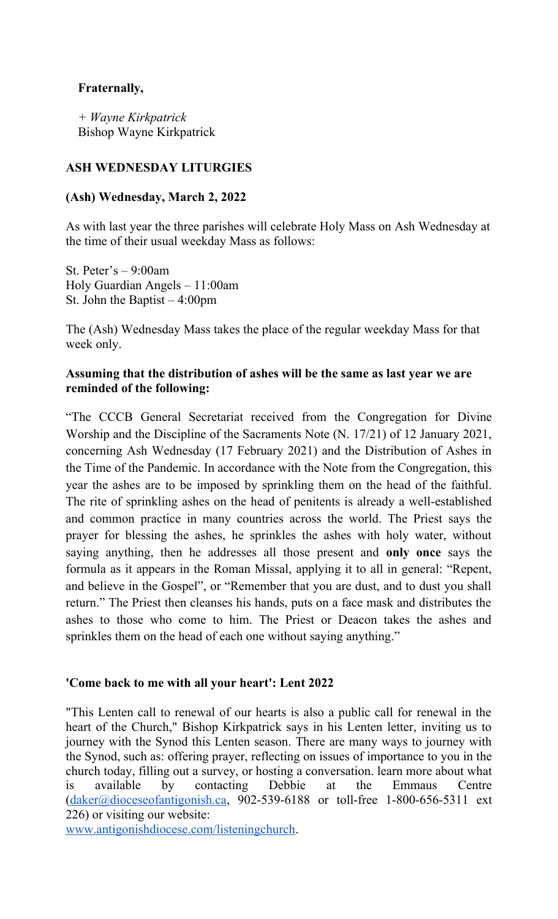**Fraternally,**

*+ Wayne Kirkpatrick*
Bishop Wayne Kirkpatrick

## ASH WEDNESDAY LITURGIES

**(Ash) Wednesday, March 2, 2022**

As with last year the three parishes will celebrate Holy Mass on Ash Wednesday at the time of their usual weekday Mass as follows:

St. Peter's – 9:00am
Holy Guardian Angels – 11:00am
St. John the Baptist – 4:00pm

The (Ash) Wednesday Mass takes the place of the regular weekday Mass for that week only.

**Assuming that the distribution of ashes will be the same as last year we are reminded of the following:**

"The CCCB General Secretariat received from the Congregation for Divine Worship and the Discipline of the Sacraments Note (N. 17/21) of 12 January 2021, concerning Ash Wednesday (17 February 2021) and the Distribution of Ashes in the Time of the Pandemic. In accordance with the Note from the Congregation, this year the ashes are to be imposed by sprinkling them on the head of the faithful. The rite of sprinkling ashes on the head of penitents is already a well-established and common practice in many countries across the world. The Priest says the prayer for blessing the ashes, he sprinkles the ashes with holy water, without saying anything, then he addresses all those present and **only once** says the formula as it appears in the Roman Missal, applying it to all in general: "Repent, and believe in the Gospel", or "Remember that you are dust, and to dust you shall return." The Priest then cleanses his hands, puts on a face mask and distributes the ashes to those who come to him. The Priest or Deacon takes the ashes and sprinkles them on the head of each one without saying anything."

**'Come back to me with all your heart': Lent 2022**

"This Lenten call to renewal of our hearts is also a public call for renewal in the heart of the Church," Bishop Kirkpatrick says in his Lenten letter, inviting us to journey with the Synod this Lenten season. There are many ways to journey with the Synod, such as: offering prayer, reflecting on issues of importance to you in the church today, filling out a survey, or hosting a conversation. learn more about what is available by contacting Debbie at the Emmaus Centre (daker@dioceseofantigonish.ca, 902-539-6188 or toll-free 1-800-656-5311 ext 226) or visiting our website:
www.antigonishdiocese.com/listeningchurch.